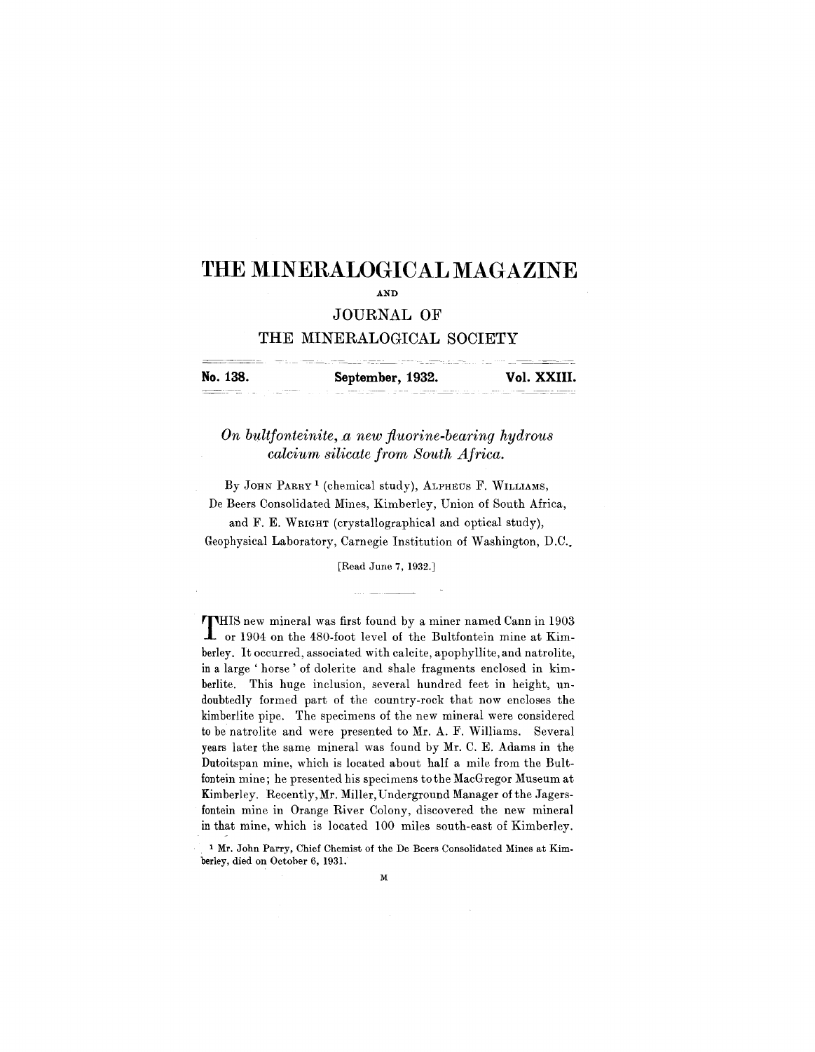# THE MINERALOGICAL MAGAZINE

AND

## JOURNAL OF

## THE MINERALOGICAL SOCIETY

**No. 138. September, 1932. Vol. XXIII.**

## *On bultfonteinite, a new fluorine-bearing hydrous calcium silicate from South Africa.*

By JOHN PARRY[1] (chemical study), ALPHEUS F. WILLIAMS, De Beers Consolidated Mines, Kimberley, Union of South Africa, and F. E. WRIGHT (crystallographical and optical study), Geophysical Laboratory, Carnegie Institution of Washington, D.C.

[Read June 7, 1932.]

THIS new mineral was first found by a miner named Cann in 1903 or 1904 on the 480-foot level of the Bultfontein mine at Kimberley. It occurred, associated with calcite, apophyllite, and natrolite, in a large 'horse' of dolerite and shale fragments enclosed in kimberlite. This huge inclusion, several hundred feet in height, undoubtedly formed part of the country-rock that now encloses the kimberlite pipe. The specimens of the new mineral were considered to be natrolite and were presented to Mr. A. F. Williams. Several years later the same mineral was found by Mr. C. E. Adams in the Dutoitspan mine, which is located about half a mile from the Bultfontein mine; he presented his specimens to the MacGregor Museum at Kimberley. Recently, Mr. Miller, Underground Manager of the Jagersfontein mine in Orange River Colony, discovered the new mineral in that mine, which is located 100 miles south-east of Kimberley.

[1] Mr. John Parry, Chief Chemist of the De Beers Consolidated Mines at Kimberley, died on October 6, 1931.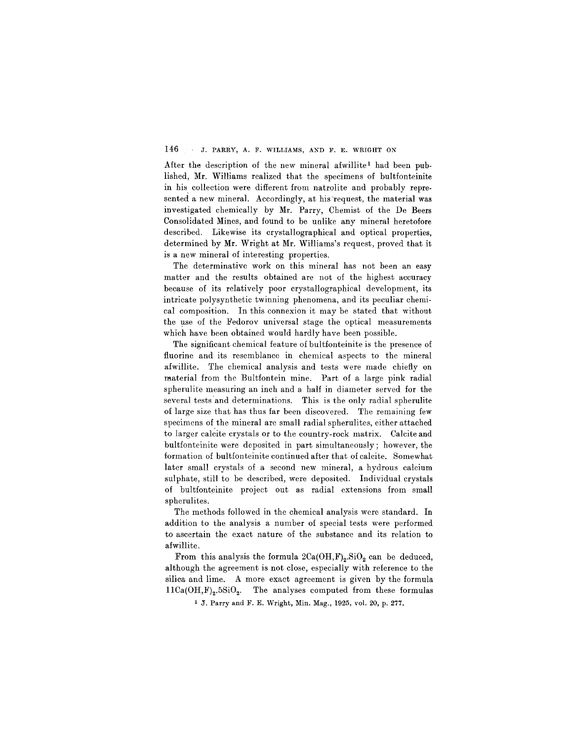After the description of the new mineral afwillite[1] had been published, Mr. Williams realized that the specimens of bultfonteinite in his collection were different from natrolite and probably represented a new mineral. Accordingly, at his request, the material was investigated chemically by Mr. Parry, Chemist of the De Beers Consolidated Mines, and found to be unlike any mineral heretofore described. Likewise its crystallographical and optical properties, determined by Mr. Wright at Mr. Williams's request, proved that it is a new mineral of interesting properties.

The determinative work on this mineral has not been an easy matter and the results obtained are not of the highest accuracy because of its relatively poor crystallographical development, its intricate polysynthetic twinning phenomena, and its peculiar chemical composition. In this connexion it may be stated that without the use of the Fedorov universal stage the optical measurements which have been obtained would hardly have been possible.

The significant chemical feature of bultfonteinite is the presence of fluorine and its resemblance in chemical aspects to the mineral afwillite. The chemical analysis and tests were made chiefly on material from the Bultfontein mine. Part of a large pink radial spherulite measuring an inch and a half in diameter served for the several tests and determinations. This is the only radial spherulite of large size that has thus far been discovered. The remaining few specimens of the mineral are small radial spherulites, either attached to larger calcite crystals or to the country-rock matrix. Calcite and bultfonteinite were deposited in part simultaneously; however, the formation of bultfonteinite continued after that of calcite. Somewhat later small crystals of a second new mineral, a hydrous calcium sulphate, still to be described, were deposited. Individual crystals of bultfonteinite project out as radial extensions from small spherulites.

The methods followed in the chemical analysis were standard. In addition to the analysis a number of special tests were performed to ascertain the exact nature of the substance and its relation to afwillite.

From this analysis the formula $2Ca(OH,F)_2.SiO_2$ can be deduced, although the agreement is not close, especially with reference to the silica and lime. A more exact agreement is given by the formula $11Ca(OH,F)_2.5SiO_2$. The analyses computed from these formulas

[1] J. Parry and F. E. Wright, Min. Mag., 1925, vol. 20, p. 277.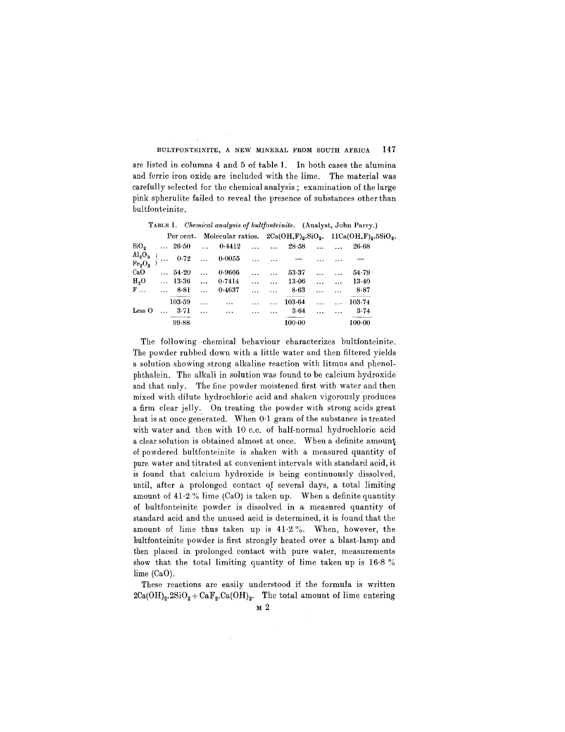are listed in columns 4 and 5 of table 1. In both cases the alumina and ferric iron oxide are included with the lime. The material was carefully selected for the chemical analysis; examination of the large pink spherulite failed to reveal the presence of substances other than bultfonteinite.

TABLE 1. *Chemical analysis of bultfonteinite.* (Analyst, John Parry.)

| | Per cent. | Molecular ratios. | $2Ca(OH,F)_2.SiO_2$. | $11Ca(OH,F)_2.5SiO_2$. |
|---|---|---|---|---|
| $SiO_2$ | 26·50 | 0·4412 | 28·58 | 26·68 |
| $Al_2O_3$ / $Fe_2O_3$ | 0·72 | 0·0055 | — | — |
| CaO | 54·20 | 0·9666 | 53·37 | 54·79 |
| $H_2O$ | 13·36 | 0·7414 | 13·06 | 13·40 |
| F | 8·81 | 0·4637 | 8·63 | 8·87 |
| | 103·59 | ... | 103·64 | 103·74 |
| Less O | 3·71 | ... | 3·64 | 3·74 |
| | 99·88 | | 100·00 | 100·00 |

The following chemical behaviour characterizes bultfonteinite. The powder rubbed down with a little water and then filtered yields a solution showing strong alkaline reaction with litmus and phenolphthalein. The alkali in solution was found to be calcium hydroxide and that only. The fine powder moistened first with water and then mixed with dilute hydrochloric acid and shaken vigorously produces a firm clear jelly. On treating the powder with strong acids great heat is at once generated. When 0·1 gram of the substance is treated with water and then with 10 c.c. of half-normal hydrochloric acid a clear solution is obtained almost at once. When a definite amount of powdered bultfonteinite is shaken with a measured quantity of pure water and titrated at convenient intervals with standard acid, it is found that calcium hydroxide is being continuously dissolved, until, after a prolonged contact of several days, a total limiting amount of 41·2 % lime (CaO) is taken up. When a definite quantity of bultfonteinite powder is dissolved in a measured quantity of standard acid and the unused acid is determined, it is found that the amount of lime thus taken up is 41·2 %. When, however, the bultfonteinite powder is first strongly heated over a blast-lamp and then placed in prolonged contact with pure water, measurements show that the total limiting quantity of lime taken up is 16·8 % lime (CaO).

These reactions are easily understood if the formula is written $2Ca(OH)_2.2SiO_2+CaF_2.Ca(OH)_2$. The total amount of lime entering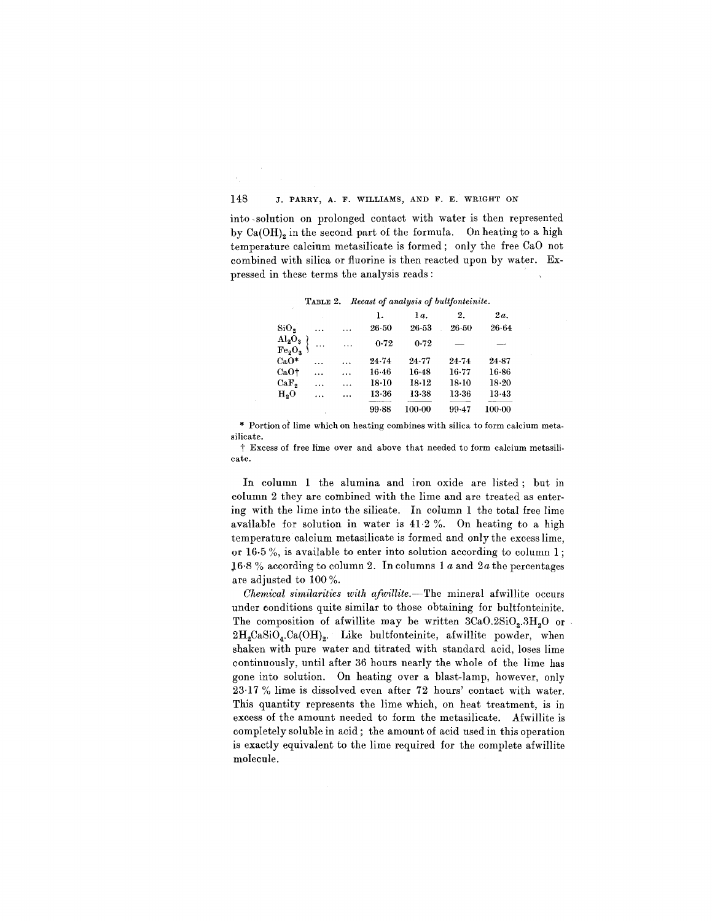into solution on prolonged contact with water is then represented by $Ca(OH)_2$ in the second part of the formula. On heating to a high temperature calcium metasilicate is formed; only the free CaO not combined with silica or fluorine is then reacted upon by water. Expressed in these terms the analysis reads:

TABLE 2. *Recast of analysis of bultfonteinite.*

| | 1. | 1*a*. | 2. | 2*a*. |
|---|---|---|---|---|
| $SiO_2$ ... ... | 26·50 | 26·53 | 26·50 | 26·64 |
| $Al_2O_3$, $Fe_2O_3$ ... ... | 0·72 | 0·72 | — | — |
| CaO* ... ... | 24·74 | 24·77 | 24·74 | 24·87 |
| CaO† ... ... | 16·46 | 16·48 | 16·77 | 16·86 |
| $CaF_2$ ... ... | 18·10 | 18·12 | 18·10 | 18·20 |
| $H_2O$ ... ... | 13·36 | 13·38 | 13·36 | 13·43 |
| | 99·88 | 100·00 | 99·47 | 100·00 |

\* Portion of lime which on heating combines with silica to form calcium metasilicate.

† Excess of free lime over and above that needed to form calcium metasilicate.

In column 1 the alumina and iron oxide are listed; but in column 2 they are combined with the lime and are treated as entering with the lime into the silicate. In column 1 the total free lime available for solution in water is 41·2 %. On heating to a high temperature calcium metasilicate is formed and only the excess lime, or 16·5 %, is available to enter into solution according to column 1; 16·8 % according to column 2. In columns 1 *a* and 2*a* the percentages are adjusted to 100 %.

*Chemical similarities with afwillite.*—The mineral afwillite occurs under conditions quite similar to those obtaining for bultfonteinite. The composition of afwillite may be written $3CaO.2SiO_2.3H_2O$ or $2H_2CaSiO_4.Ca(OH)_2$. Like bultfonteinite, afwillite powder, when shaken with pure water and titrated with standard acid, loses lime continuously, until after 36 hours nearly the whole of the lime has gone into solution. On heating over a blast-lamp, however, only 23·17 % lime is dissolved even after 72 hours' contact with water. This quantity represents the lime which, on heat treatment, is in excess of the amount needed to form the metasilicate. Afwillite is completely soluble in acid; the amount of acid used in this operation is exactly equivalent to the lime required for the complete afwillite molecule.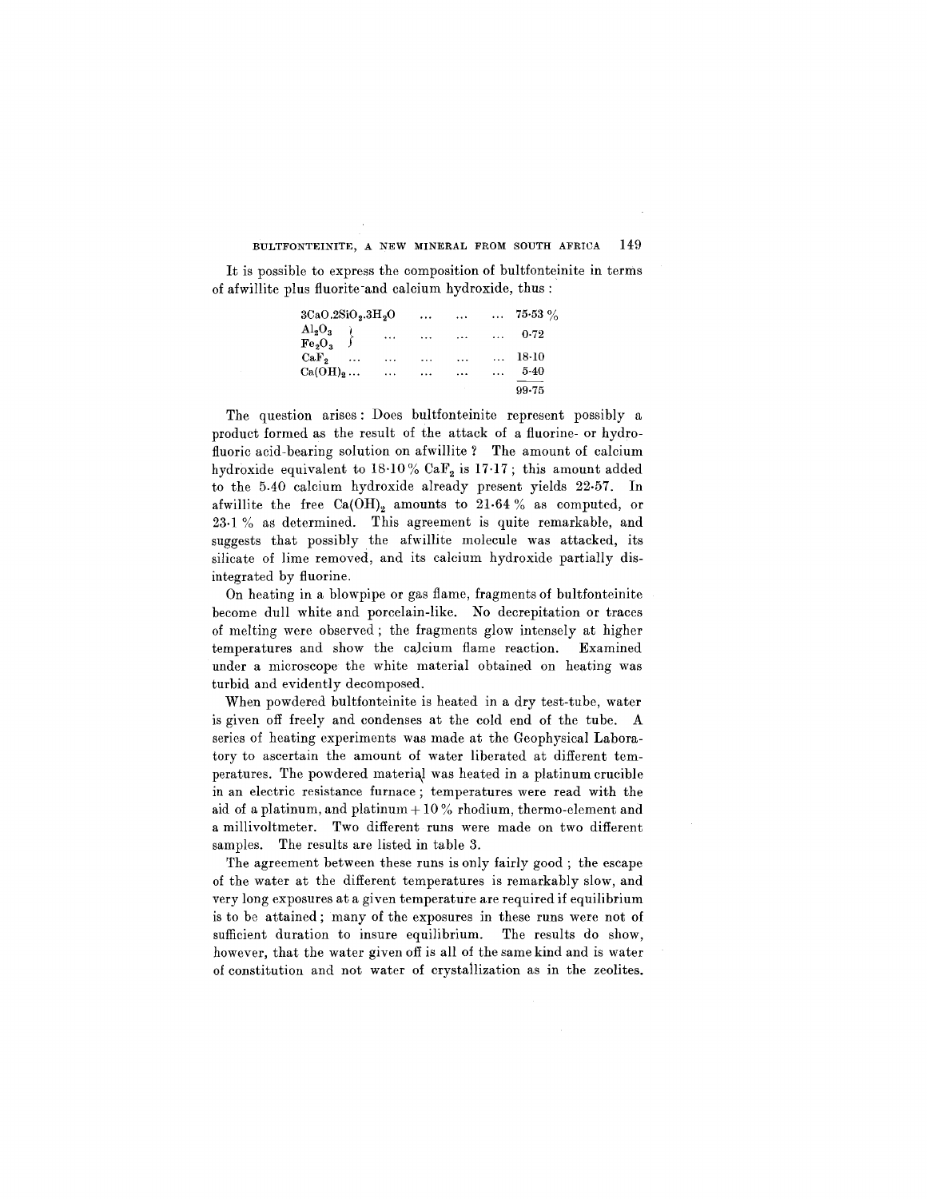It is possible to express the composition of bultfonteinite in terms of afwillite plus fluorite and calcium hydroxide, thus :

| | |
|---|---|
| $3CaO.2SiO_2.3H_2O$ ... ... ... | 75·53 % |
| $Al_2O_3$ } $Fe_2O_3$ } ... ... ... ... | 0·72 |
| $CaF_2$ ... ... ... ... ... | 18·10 |
| $Ca(OH)_2$ ... ... ... ... ... | 5·40 |
| | 99·75 |

The question arises: Does bultfonteinite represent possibly a product formed as the result of the attack of a fluorine- or hydrofluoric acid-bearing solution on afwillite ? The amount of calcium hydroxide equivalent to 18·10 % $CaF_2$ is 17·17 ; this amount added to the 5·40 calcium hydroxide already present yields 22·57. In afwillite the free $Ca(OH)_2$ amounts to 21·64 % as computed, or 23·1 % as determined. This agreement is quite remarkable, and suggests that possibly the afwillite molecule was attacked, its silicate of lime removed, and its calcium hydroxide partially disintegrated by fluorine.

On heating in a blowpipe or gas flame, fragments of bultfonteinite become dull white and porcelain-like. No decrepitation or traces of melting were observed ; the fragments glow intensely at higher temperatures and show the calcium flame reaction. Examined under a microscope the white material obtained on heating was turbid and evidently decomposed.

When powdered bultfonteinite is heated in a dry test-tube, water is given off freely and condenses at the cold end of the tube. A series of heating experiments was made at the Geophysical Laboratory to ascertain the amount of water liberated at different temperatures. The powdered material was heated in a platinum crucible in an electric resistance furnace ; temperatures were read with the aid of a platinum, and platinum + 10 % rhodium, thermo-element and a millivoltmeter. Two different runs were made on two different samples. The results are listed in table 3.

The agreement between these runs is only fairly good ; the escape of the water at the different temperatures is remarkably slow, and very long exposures at a given temperature are required if equilibrium is to be attained ; many of the exposures in these runs were not of sufficient duration to insure equilibrium. The results do show, however, that the water given off is all of the same kind and is water of constitution and not water of crystallization as in the zeolites.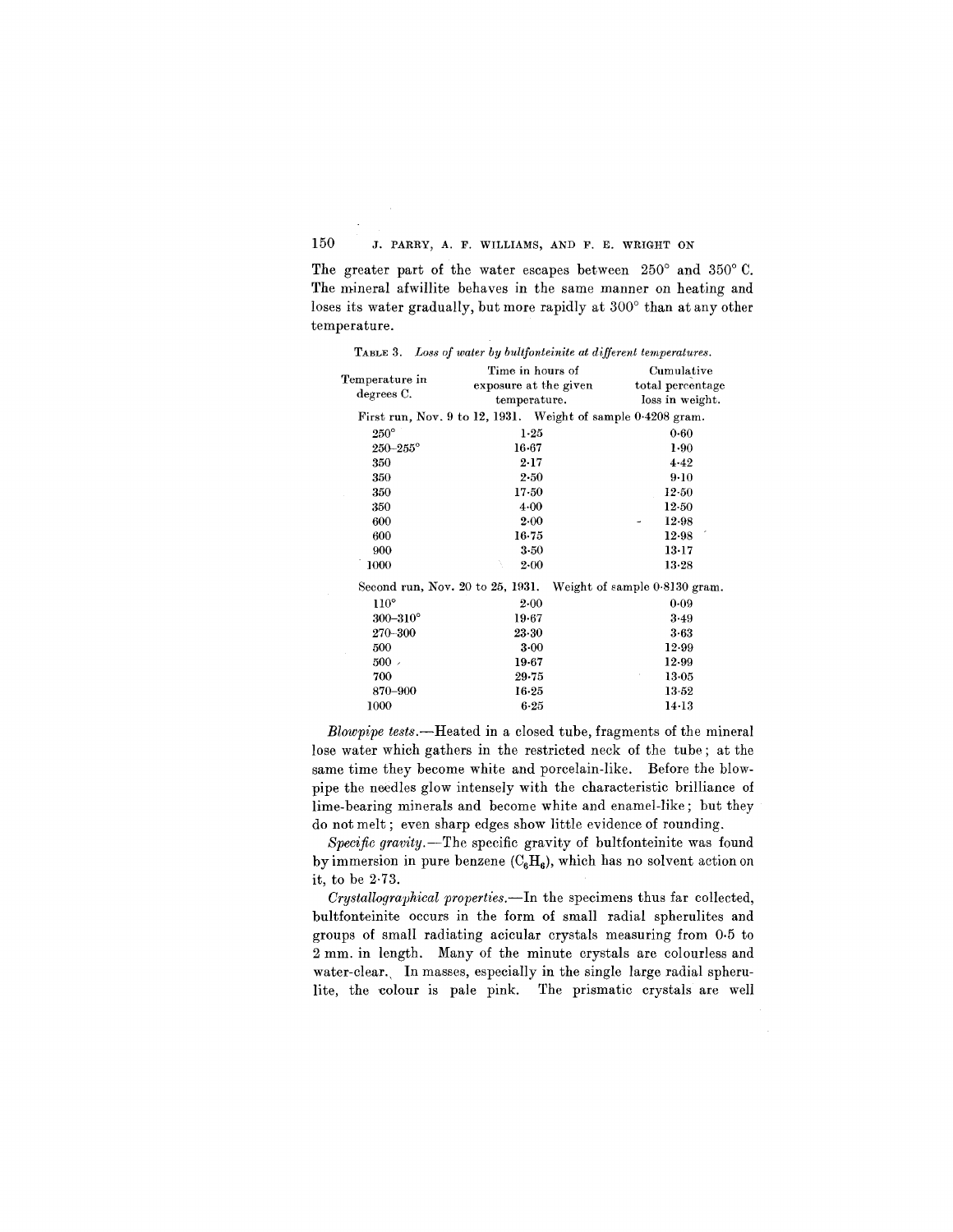The greater part of the water escapes between 250° and 350° C. The mineral afwillite behaves in the same manner on heating and loses its water gradually, but more rapidly at 300° than at any other temperature.

TABLE 3. *Loss of water by bultfonteinite at different temperatures.*

| Temperature in degrees C. | Time in hours of exposure at the given temperature. | Cumulative total percentage loss in weight. |
|---|---|---|
| First run, Nov. 9 to 12, 1931. Weight of sample 0·4208 gram. | | |
| 250° | 1·25 | 0·60 |
| 250–255° | 16·67 | 1·90 |
| 350 | 2·17 | 4·42 |
| 350 | 2·50 | 9·10 |
| 350 | 17·50 | 12·50 |
| 350 | 4·00 | 12·50 |
| 600 | 2·00 | 12·98 |
| 600 | 16·75 | 12·98 |
| 900 | 3·50 | 13·17 |
| 1000 | 2·00 | 13·28 |
| Second run, Nov. 20 to 25, 1931. Weight of sample 0·8130 gram. | | |
| 110° | 2·00 | 0·09 |
| 300–310° | 19·67 | 3·49 |
| 270–300 | 23·30 | 3·63 |
| 500 | 3·00 | 12·99 |
| 500 | 19·67 | 12·99 |
| 700 | 29·75 | 13·05 |
| 870–900 | 16·25 | 13·52 |
| 1000 | 6·25 | 14·13 |

*Blowpipe tests.*—Heated in a closed tube, fragments of the mineral lose water which gathers in the restricted neck of the tube; at the same time they become white and porcelain-like. Before the blowpipe the needles glow intensely with the characteristic brilliance of lime-bearing minerals and become white and enamel-like; but they do not melt; even sharp edges show little evidence of rounding.

*Specific gravity.*—The specific gravity of bultfonteinite was found by immersion in pure benzene ($C_6H_6$), which has no solvent action on it, to be 2·73.

*Crystallographical properties.*—In the specimens thus far collected, bultfonteinite occurs in the form of small radial spherulites and groups of small radiating acicular crystals measuring from 0·5 to 2 mm. in length. Many of the minute crystals are colourless and water-clear. In masses, especially in the single large radial spherulite, the colour is pale pink. The prismatic crystals are well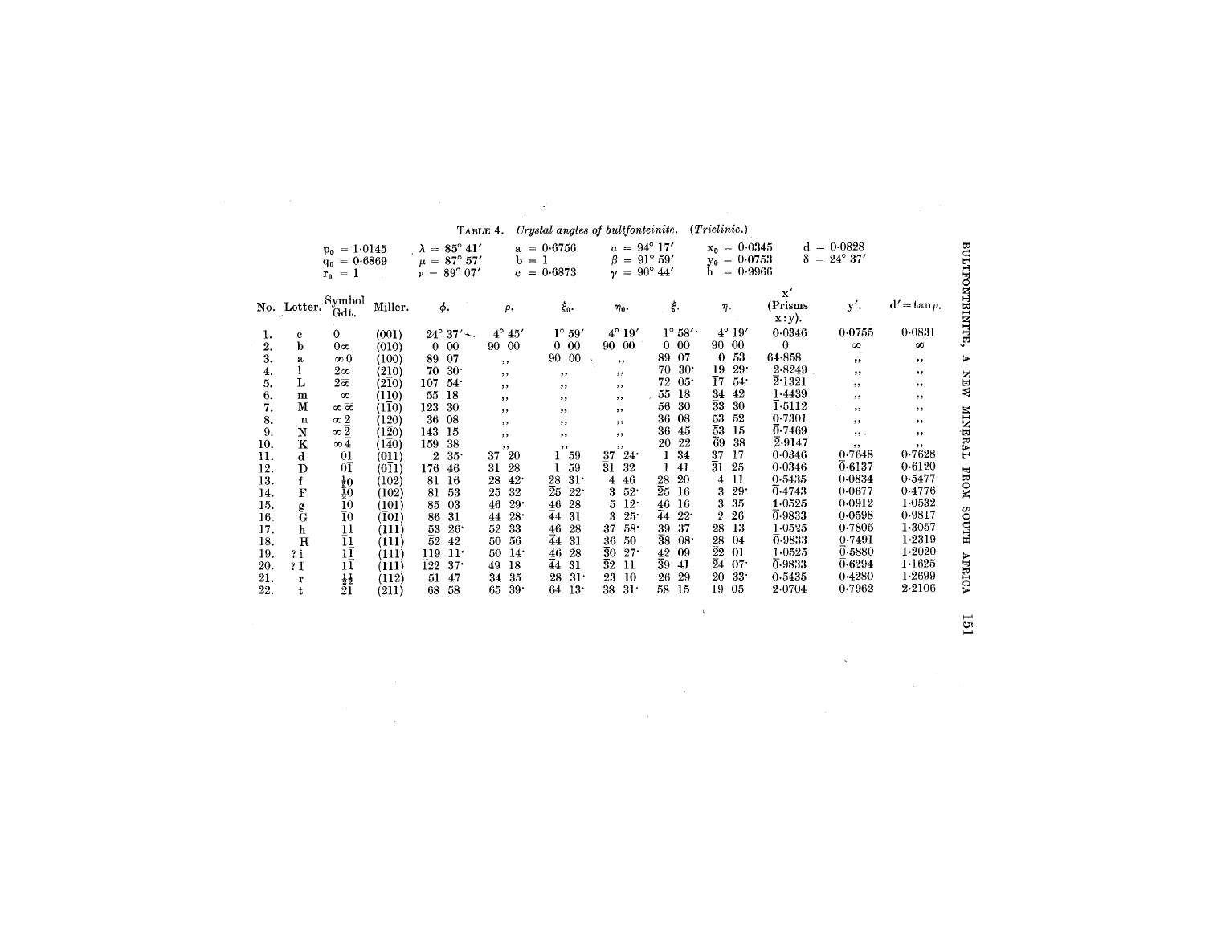TABLE 4. *Crystal angles of bultfonteinite.* (*Triclinic.*)

$p_0 = 1{\cdot}0145$ $\lambda = 85° 41'$ $a = 0{\cdot}6756$ $\alpha = 94° 17'$ $x_0 = 0{\cdot}0345$ $d = 0{\cdot}0828$
$q_0 = 0{\cdot}6869$ $\mu = 87° 57'$ $b = 1$ $\beta = 91° 59'$ $y_0 = 0{\cdot}0753$ $\delta = 24° 37'$
$r_0 = 1$ $\nu = 89° 07'$ $c = 0{\cdot}6873$ $\gamma = 90° 44'$ $h = 0{\cdot}9966$

| No. | Letter. | Symbol Gdt. | Miller. | $\phi$. | $\rho$. | $\xi_0$. | $\eta_0$. | $\xi$. | $\eta$. | x' (Prisms x:y). | y'. | d' = tan $\rho$. |
|---|---|---|---|---|---|---|---|---|---|---|---|---|
| 1. | c | 0 | (001) | 24° 37' | 4° 45' | 1° 59' | 4° 19' | 1° 58' | 4° 19' | 0·0346 | 0·0755 | 0·0831 |
| 2. | b | 0∞ | (010) | 0 00 | 90 00 | 0 00 | 90 00 | 0 00 | 90 00 | 0 | ∞ | ∞ |
| 3. | a | ∞0 | (100) | 89 07 | ,, | 90 00 | ,, | 89 07 | 0 53 | 64·858 | ,, | ,, |
| 4. | l | 2∞ | (210) | 70 30· | ,, | ,, | ,, | 70 30· | 19 29· | 2·8249 | ,, | ,, |
| 5. | L | $2\bar{\infty}$ | $(2\bar{1}0)$ | 107 54· | ,, | ,, | ,, | 72 05· | $\overline{17}$ 54· | $\bar{2}$·1321 | ,, | ,, |
| 6. | m | ∞ | (110) | 55 18 | ,, | ,, | ,, | 55 18 | 34 42 | 1·4439 | ,, | ,, |
| 7. | M | $\infty\bar{\infty}$ | $(1\bar{1}0)$ | 123 30 | ,, | ,, | ,, | 56 30 | $\overline{33}$ 30 | $\bar{1}$·5112 | ,, | ,, |
| 8. | n | ∞2 | (120) | 36 08 | ,, | ,, | ,, | 36 08 | 53 52 | 0·7301 | ,, | ,, |
| 9. | N | $\infty\bar{2}$ | $(1\bar{2}0)$ | 143 15 | ,, | ,, | ,, | 36 45 | $\overline{53}$ 15 | $\bar{0}$·7469 | ,, | ,, |
| 10. | K | ∞4 | (140) | 159 38 | ,, | ,, | ,, | 20 22 | $\overline{69}$ 38 | $\bar{2}$·9147 | ,, | ,, |
| 11. | d | 01 | (011) | 2 35· | 37 20 | 1 59 | 37 24· | 1 34 | 37 17 | 0·0346 | 0·7648 | 0·7628 |
| 12. | D | $0\bar{1}$ | $(0\bar{1}1)$ | 176 46 | 31 28 | 1 59 | $\overline{31}$ 32 | 1 41 | $\overline{31}$ 25 | 0·0346 | $\bar{0}$·6137 | 0·6120 |
| 13. | f | ½0 | (102) | 81 16 | 28 42· | 28 31· | 4 46 | 28 20 | 4 11 | 0·5435 | 0·0834 | 0·5477 |
| 14. | F | $\bar{½}0$ | $(\bar{1}02)$ | $\overline{81}$ 53 | 25 32 | $\overline{25}$ 22· | 3 52· | $\overline{25}$ 16 | 3 29· | $\bar{0}$·4743 | 0·0677 | 0·4776 |
| 15. | g | 10 | (101) | 85 03 | 46 29· | 46 28 | 5 12· | 46 16 | 3 35 | 1·0525 | 0·0912 | 1·0532 |
| 16. | G | $\bar{1}0$ | $(\bar{1}01)$ | $\overline{86}$ 31 | 44 28· | $\overline{44}$ 31 | 3 25· | $\overline{44}$ 22· | 2 26 | $\bar{0}$·9833 | 0·0598 | 0·9817 |
| 17. | h | 11 | (111) | 53 26· | 52 33 | 46 28 | 37 58· | 39 37 | 28 13 | 1·0525 | 0·7805 | 1·3057 |
| 18. | H | $\bar{1}1$ | $(\bar{1}11)$ | $\overline{52}$ 42 | 50 56 | $\overline{44}$ 31 | 36 50 | $\overline{38}$ 08· | 28 04 | $\bar{0}$·9833 | 0·7491 | 1·2319 |
| 19. | ? i | $1\bar{1}$ | $(1\bar{1}1)$ | 119 11· | 50 14· | 46 28 | $\overline{30}$ 27· | 42 09 | $\overline{22}$ 01 | 1·0525 | $\bar{0}$·5880 | 1·2020 |
| 20. | ? I | $\bar{1}\bar{1}$ | $(\bar{1}\bar{1}1)$ | $\overline{122}$ 37· | 49 18 | $\overline{44}$ 31 | $\overline{32}$ 11 | $\overline{39}$ 41 | $\overline{24}$ 07· | $\bar{0}$·9833 | $\bar{0}$·6294 | 1·1625 |
| 21. | r | ½½ | (112) | 51 47 | 34 35 | 28 31· | 23 10 | 26 29 | 20 33· | 0·5435 | 0·4280 | 1·2699 |
| 22. | t | 21 | (211) | 68 58 | 65 39· | 64 13· | 38 31· | 58 15 | 19 05 | 2·0704 | 0·7962 | 2·2106 |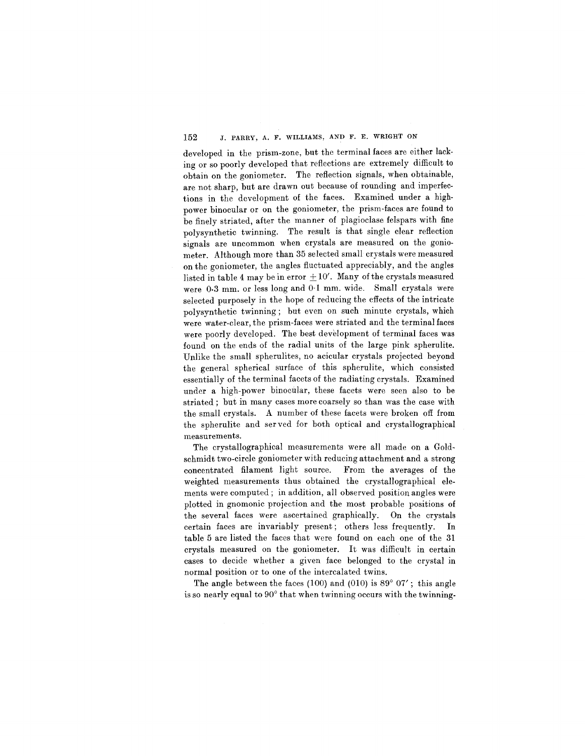developed in the prism-zone, but the terminal faces are either lacking or so poorly developed that reflections are extremely difficult to obtain on the goniometer. The reflection signals, when obtainable, are not sharp, but are drawn out because of rounding and imperfections in the development of the faces. Examined under a high-power binocular or on the goniometer, the prism-faces are found to be finely striated, after the manner of plagioclase felspars with fine polysynthetic twinning. The result is that single clear reflection signals are uncommon when crystals are measured on the goniometer. Although more than 35 selected small crystals were measured on the goniometer, the angles fluctuated appreciably, and the angles listed in table 4 may be in error $\pm 10'$. Many of the crystals measured were 0·3 mm. or less long and 0·1 mm. wide. Small crystals were selected purposely in the hope of reducing the effects of the intricate polysynthetic twinning; but even on such minute crystals, which were water-clear, the prism-faces were striated and the terminal faces were poorly developed. The best development of terminal faces was found on the ends of the radial units of the large pink spherulite. Unlike the small spherulites, no acicular crystals projected beyond the general spherical surface of this spherulite, which consisted essentially of the terminal facets of the radiating crystals. Examined under a high-power binocular, these facets were seen also to be striated; but in many cases more coarsely so than was the case with the small crystals. A number of these facets were broken off from the spherulite and served for both optical and crystallographical measurements.

The crystallographical measurements were all made on a Goldschmidt two-circle goniometer with reducing attachment and a strong concentrated filament light source. From the averages of the weighted measurements thus obtained the crystallographical elements were computed; in addition, all observed position angles were plotted in gnomonic projection and the most probable positions of the several faces were ascertained graphically. On the crystals certain faces are invariably present; others less frequently. In table 5 are listed the faces that were found on each one of the 31 crystals measured on the goniometer. It was difficult in certain cases to decide whether a given face belonged to the crystal in normal position or to one of the intercalated twins.

The angle between the faces (100) and (010) is 89° 07′; this angle is so nearly equal to 90° that when twinning occurs with the twinning-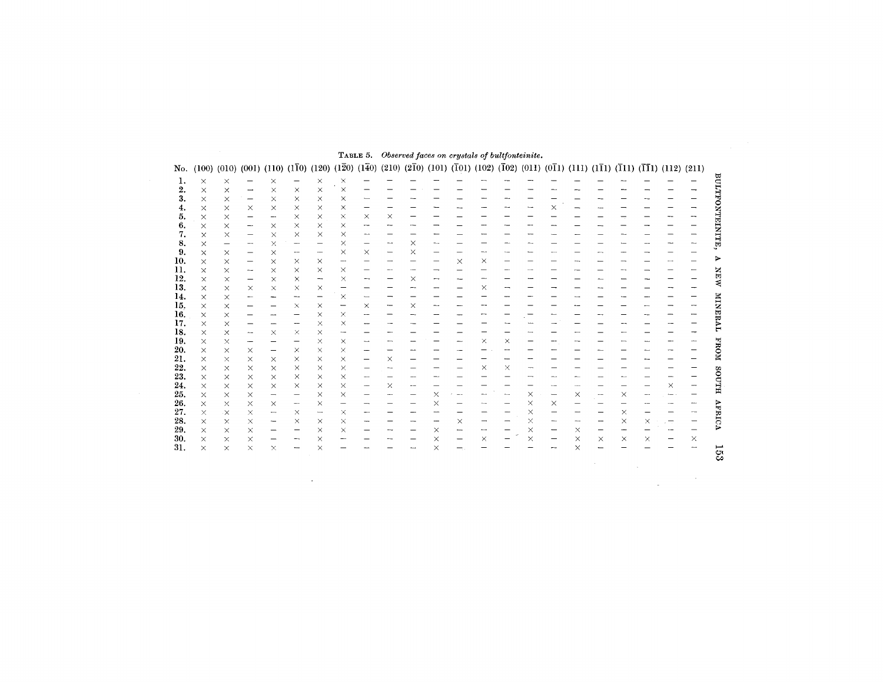TABLE 5. *Observed faces on crystals of bultfonteinite.*

| No. | (100) | (010) | (001) | (110) | (1$\bar{1}$0) | (120) | (1$\bar{2}$0) | (1$\bar{4}$0) | (210) | (2$\bar{1}$0) | (101) | ($\bar{1}$01) | (102) | ($\bar{1}$02) | (011) | (0$\bar{1}$1) | (111) | (1$\bar{1}$1) | ($\bar{1}$11) | ($\bar{1}\bar{1}$1) | (112) | (211) |
|---|---|---|---|---|---|---|---|---|---|---|---|---|---|---|---|---|---|---|---|---|---|---|
| 1. | × | × | – | × | – | × | × | – | – | – | – | – | – | – | – | – | – | – | – | – | – | – |
| 2. | × | × | – | × | × | × | × | – | – | – | – | – | – | – | – | – | – | – | – | – | – | – |
| 3. | × | × | – | × | × | × | × | – | – | – | – | – | – | – | – | – | – | – | – | – | – | – |
| 4. | × | × | × | × | × | × | × | – | – | – | – | – | – | – | – | × | – | – | – | – | – | – |
| 5. | × | × | – | – | × | × | × | × | × | – | – | – | – | – | – | – | – | – | – | – | – | – |
| 6. | × | × | – | × | × | × | × | – | – | – | – | – | – | – | – | – | – | – | – | – | – | – |
| 7. | × | × | – | × | × | × | × | – | – | – | – | – | – | – | – | – | – | – | – | – | – | – |
| 8. | × | – | – | × | – | – | × | – | – | × | – | – | – | – | – | – | – | – | – | – | – | – |
| 9. | × | × | – | × | – | – | × | × | – | × | – | – | – | – | – | – | – | – | – | – | – | – |
| 10. | × | × | – | × | × | × | – | – | – | – | – | × | × | – | – | – | – | – | – | – | – | – |
| 11. | × | × | – | × | × | × | × | – | – | – | – | – | – | – | – | – | – | – | – | – | – | – |
| 12. | × | × | – | × | × | – | × | – | – | × | – | – | – | – | – | – | – | – | – | – | – | – |
| 13. | × | × | × | × | × | × | – | – | – | – | – | – | × | – | – | – | – | – | – | – | – | – |
| 14. | × | × | – | – | – | – | × | – | – | – | – | – | – | – | – | – | – | – | – | – | – | – |
| 15. | × | × | – | – | × | × | – | × | – | × | – | – | – | – | – | – | – | – | – | – | – | – |
| 16. | × | × | – | – | – | × | × | – | – | – | – | – | – | – | – | – | – | – | – | – | – | – |
| 17. | × | × | – | – | – | × | × | – | – | – | – | – | – | – | – | – | – | – | – | – | – | – |
| 18. | × | × | – | × | × | × | – | – | – | – | – | – | – | – | – | – | – | – | – | – | – | – |
| 19. | × | × | – | – | – | × | × | – | – | – | – | – | × | × | – | – | – | – | – | – | – | – |
| 20. | × | × | × | – | × | × | × | – | – | – | – | – | – | – | – | – | – | – | – | – | – | – |
| 21. | × | × | × | × | × | × | × | – | × | – | – | – | – | – | – | – | – | – | – | – | – | – |
| 22. | × | × | × | × | × | × | × | – | – | – | – | – | × | × | – | – | – | – | – | – | – | – |
| 23. | × | × | × | × | × | × | × | – | – | – | – | – | – | – | – | – | – | – | – | – | – | – |
| 24. | × | × | × | × | × | × | × | – | × | – | – | – | – | – | – | – | – | – | – | – | × | – |
| 25. | × | × | × | – | – | × | × | – | – | – | × | – | – | – | × | – | × | – | × | – | – | – |
| 26. | × | × | × | × | – | × | – | – | – | – | × | – | – | – | × | × | – | – | – | – | – | – |
| 27. | × | × | × | – | × | – | × | – | – | – | – | – | – | – | × | – | – | – | × | – | – | – |
| 28. | × | × | × | – | × | × | × | – | – | – | – | × | – | – | × | – | – | – | × | × | – | – |
| 29. | × | × | × | – | – | × | × | – | – | – | × | – | – | – | × | – | × | – | – | – | – | – |
| 30. | × | × | × | – | – | × | – | – | – | – | × | – | × | – | × | – | × | × | × | × | – | × |
| 31. | × | × | × | × | – | × | – | – | – | – | × | – | – | – | – | – | × | – | – | – | – | – |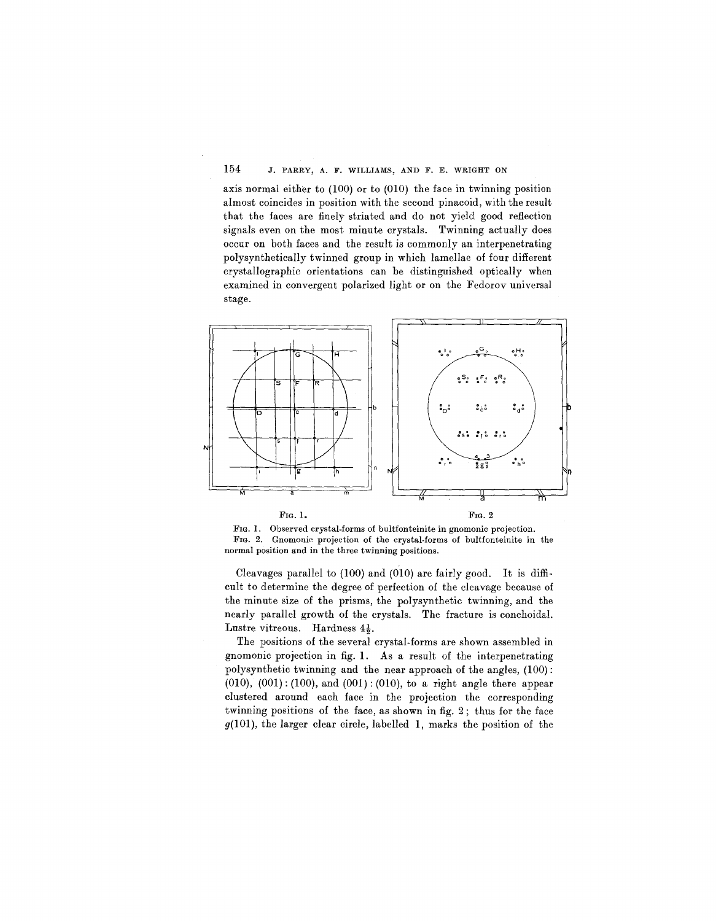axis normal either to (100) or to (010) the face in twinning position almost coincides in position with the second pinacoid, with the result that the faces are finely striated and do not yield good reflection signals even on the most minute crystals. Twinning actually does occur on both faces and the result is commonly an interpenetrating polysynthetically twinned group in which lamellae of four different crystallographic orientations can be distinguished optically when examined in convergent polarized light or on the Fedorov universal stage.

FIG. 1. FIG. 2

FIG. 1. Observed crystal-forms of bultfonteinite in gnomonic projection.
FIG. 2. Gnomonic projection of the crystal-forms of bultfonteinite in the normal position and in the three twinning positions.

Cleavages parallel to (100) and (010) are fairly good. It is difficult to determine the degree of perfection of the cleavage because of the minute size of the prisms, the polysynthetic twinning, and the nearly parallel growth of the crystals. The fracture is conchoidal. Lustre vitreous. Hardness $4\frac{1}{2}$.

The positions of the several crystal-forms are shown assembled in gnomonic projection in fig. 1. As a result of the interpenetrating polysynthetic twinning and the near approach of the angles, (100) : (010), (001) : (100), and (001) : (010), to a right angle there appear clustered around each face in the projection the corresponding twinning positions of the face, as shown in fig. 2; thus for the face *g*(101), the larger clear circle, labelled 1, marks the position of the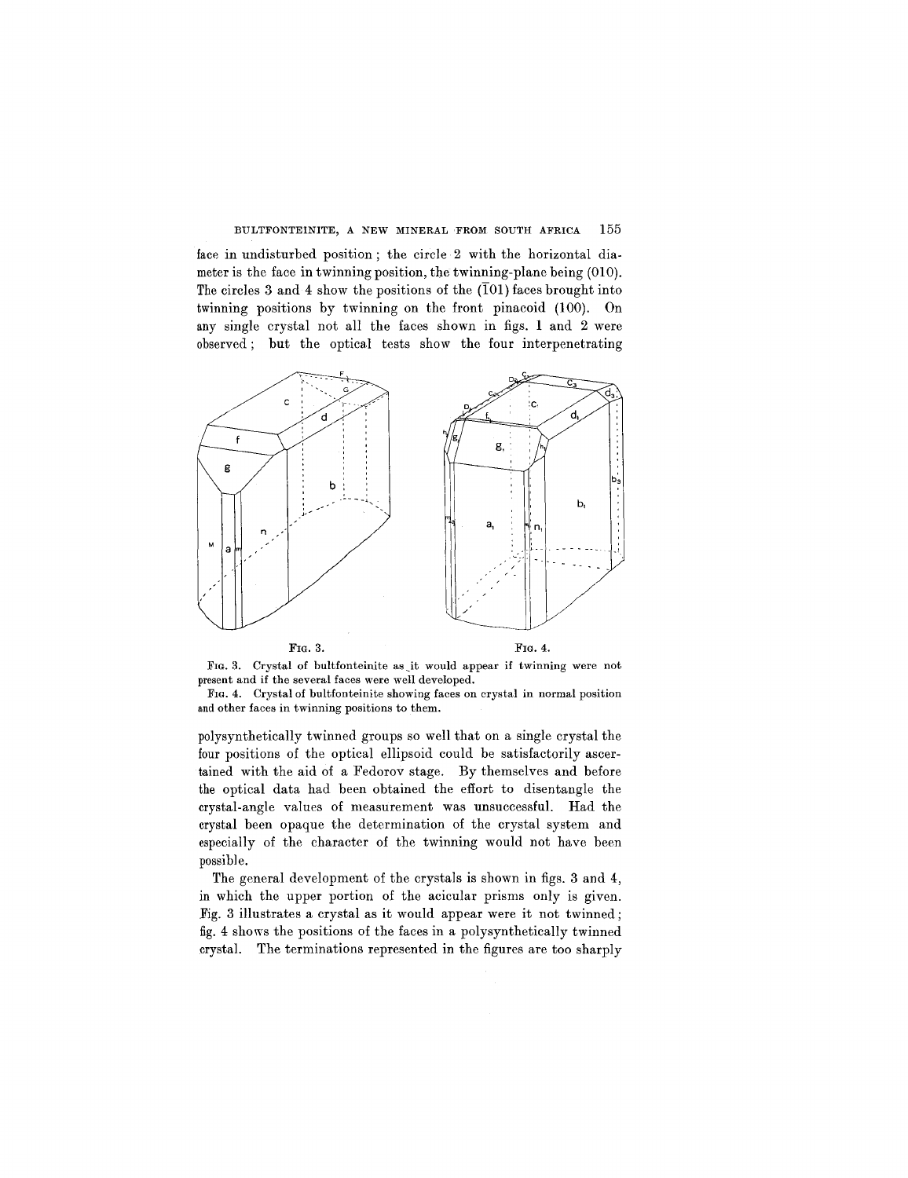face in undisturbed position; the circle 2 with the horizontal diameter is the face in twinning position, the twinning-plane being (010). The circles 3 and 4 show the positions of the ($\bar{1}$01) faces brought into twinning positions by twinning on the front pinacoid (100). On any single crystal not all the faces shown in figs. 1 and 2 were observed; but the optical tests show the four interpenetrating

FIG. 3. FIG. 4.

FIG. 3. Crystal of bultfonteinite as it would appear if twinning were not present and if the several faces were well developed.

FIG. 4. Crystal of bultfonteinite showing faces on crystal in normal position and other faces in twinning positions to them.

polysynthetically twinned groups so well that on a single crystal the four positions of the optical ellipsoid could be satisfactorily ascertained with the aid of a Fedorov stage. By themselves and before the optical data had been obtained the effort to disentangle the crystal-angle values of measurement was unsuccessful. Had the crystal been opaque the determination of the crystal system and especially of the character of the twinning would not have been possible.

The general development of the crystals is shown in figs. 3 and 4, in which the upper portion of the acicular prisms only is given. Fig. 3 illustrates a crystal as it would appear were it not twinned; fig. 4 shows the positions of the faces in a polysynthetically twinned crystal. The terminations represented in the figures are too sharply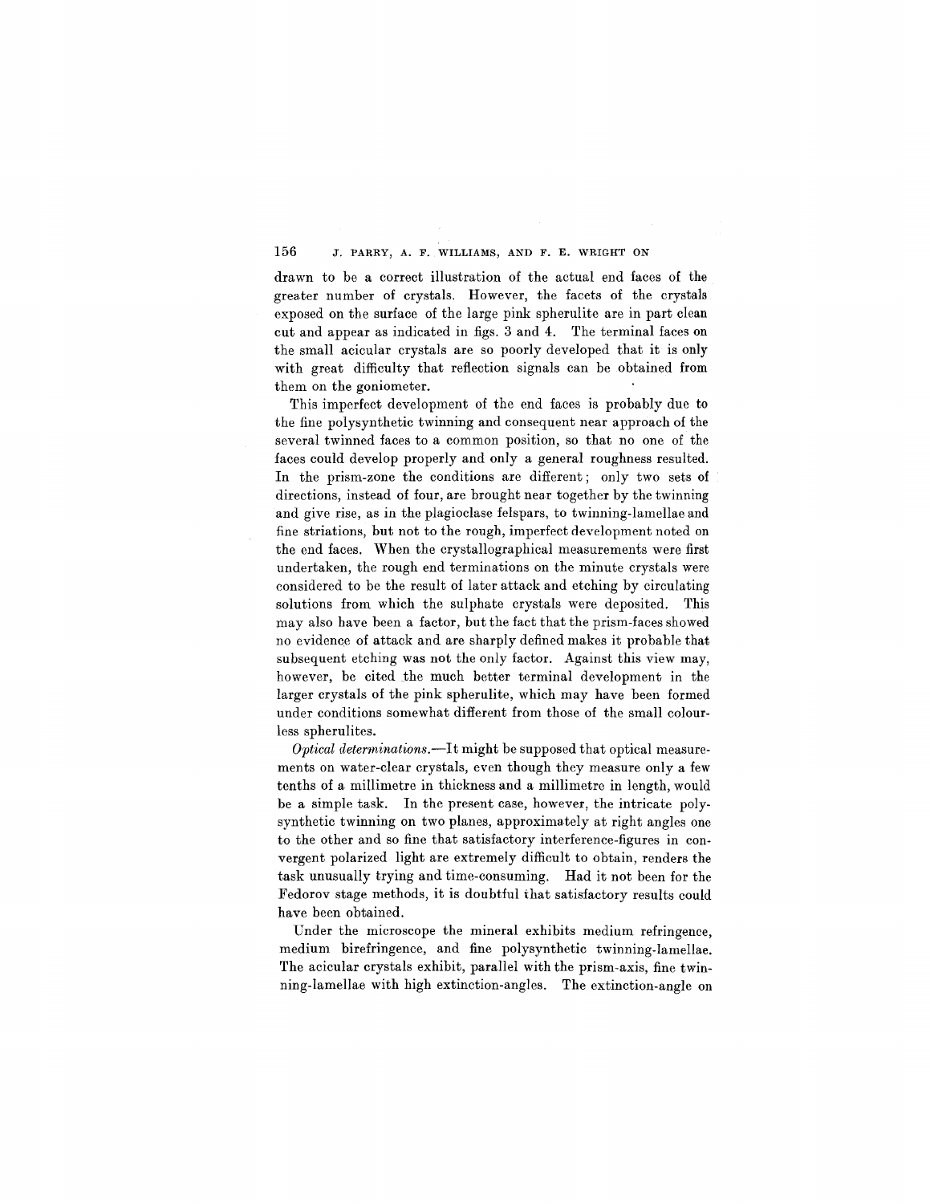drawn to be a correct illustration of the actual end faces of the greater number of crystals. However, the facets of the crystals exposed on the surface of the large pink spherulite are in part clean cut and appear as indicated in figs. 3 and 4. The terminal faces on the small acicular crystals are so poorly developed that it is only with great difficulty that reflection signals can be obtained from them on the goniometer.

This imperfect development of the end faces is probably due to the fine polysynthetic twinning and consequent near approach of the several twinned faces to a common position, so that no one of the faces could develop properly and only a general roughness resulted. In the prism-zone the conditions are different; only two sets of directions, instead of four, are brought near together by the twinning and give rise, as in the plagioclase felspars, to twinning-lamellae and fine striations, but not to the rough, imperfect development noted on the end faces. When the crystallographical measurements were first undertaken, the rough end terminations on the minute crystals were considered to be the result of later attack and etching by circulating solutions from which the sulphate crystals were deposited. This may also have been a factor, but the fact that the prism-faces showed no evidence of attack and are sharply defined makes it probable that subsequent etching was not the only factor. Against this view may, however, be cited the much better terminal development in the larger crystals of the pink spherulite, which may have been formed under conditions somewhat different from those of the small colourless spherulites.

*Optical determinations.*—It might be supposed that optical measurements on water-clear crystals, even though they measure only a few tenths of a millimetre in thickness and a millimetre in length, would be a simple task. In the present case, however, the intricate polysynthetic twinning on two planes, approximately at right angles one to the other and so fine that satisfactory interference-figures in convergent polarized light are extremely difficult to obtain, renders the task unusually trying and time-consuming. Had it not been for the Fedorov stage methods, it is doubtful that satisfactory results could have been obtained.

Under the microscope the mineral exhibits medium refringence, medium birefringence, and fine polysynthetic twinning-lamellae. The acicular crystals exhibit, parallel with the prism-axis, fine twinning-lamellae with high extinction-angles. The extinction-angle on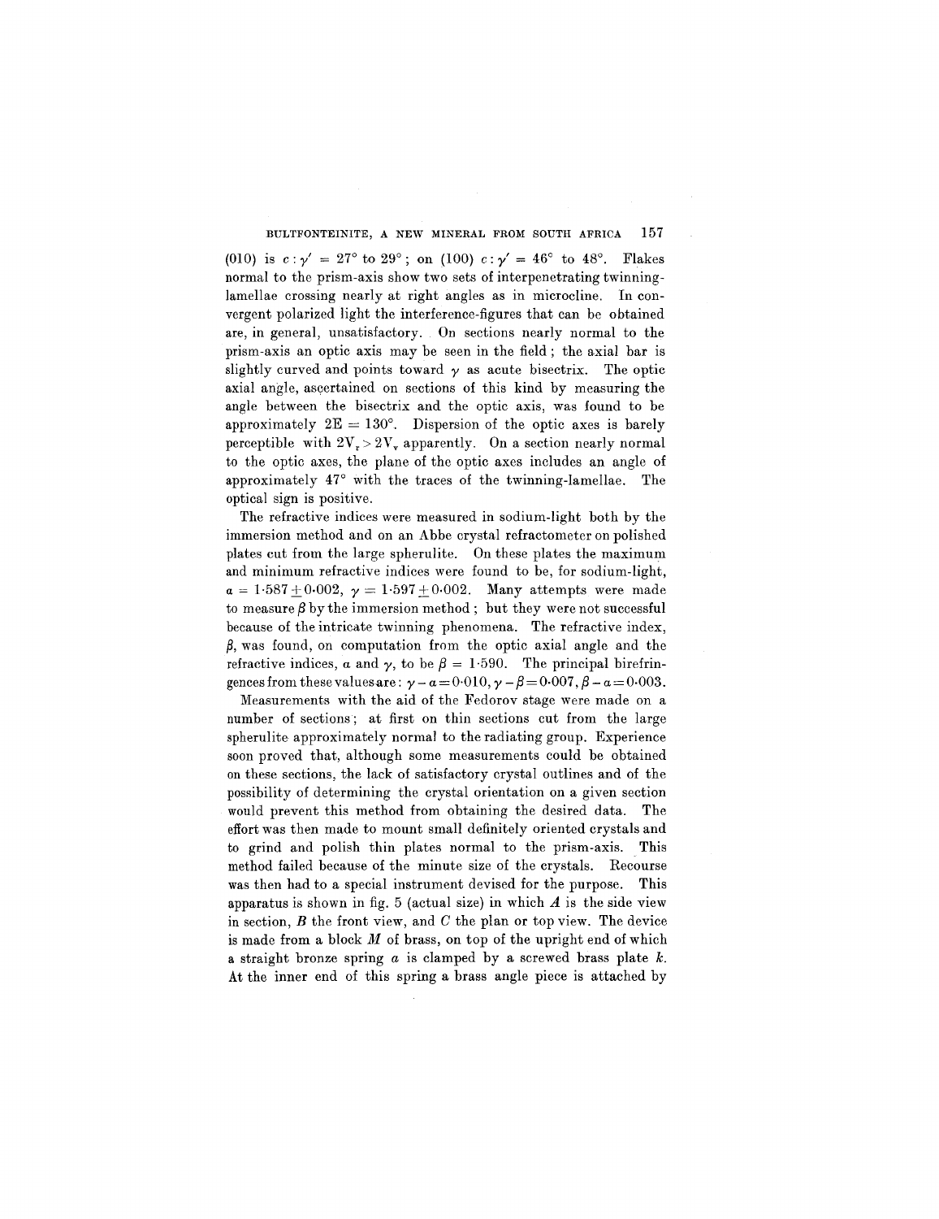(010) is $c : \gamma' = 27°$ to $29°$; on (100) $c : \gamma' = 46°$ to $48°$. Flakes normal to the prism-axis show two sets of interpenetrating twinning-lamellae crossing nearly at right angles as in microcline. In convergent polarized light the interference-figures that can be obtained are, in general, unsatisfactory. On sections nearly normal to the prism-axis an optic axis may be seen in the field; the axial bar is slightly curved and points toward $\gamma$ as acute bisectrix. The optic axial angle, ascertained on sections of this kind by measuring the angle between the bisectrix and the optic axis, was found to be approximately $2E = 130°$. Dispersion of the optic axes is barely perceptible with $2V_r > 2V_v$ apparently. On a section nearly normal to the optic axes, the plane of the optic axes includes an angle of approximately 47° with the traces of the twinning-lamellae. The optical sign is positive.

The refractive indices were measured in sodium-light both by the immersion method and on an Abbe crystal refractometer on polished plates cut from the large spherulite. On these plates the maximum and minimum refractive indices were found to be, for sodium-light, $\alpha = 1{\cdot}587 \pm 0{\cdot}002$, $\gamma = 1{\cdot}597 \pm 0{\cdot}002$. Many attempts were made to measure $\beta$ by the immersion method; but they were not successful because of the intricate twinning phenomena. The refractive index, $\beta$, was found, on computation from the optic axial angle and the refractive indices, $\alpha$ and $\gamma$, to be $\beta = 1{\cdot}590$. The principal birefringences from these values are: $\gamma - \alpha = 0{\cdot}010$, $\gamma - \beta = 0{\cdot}007$, $\beta - \alpha = 0{\cdot}003$.

Measurements with the aid of the Fedorov stage were made on a number of sections; at first on thin sections cut from the large spherulite approximately normal to the radiating group. Experience soon proved that, although some measurements could be obtained on these sections, the lack of satisfactory crystal outlines and of the possibility of determining the crystal orientation on a given section would prevent this method from obtaining the desired data. The effort was then made to mount small definitely oriented crystals and to grind and polish thin plates normal to the prism-axis. This method failed because of the minute size of the crystals. Recourse was then had to a special instrument devised for the purpose. This apparatus is shown in fig. 5 (actual size) in which *A* is the side view in section, *B* the front view, and *C* the plan or top view. The device is made from a block *M* of brass, on top of the upright end of which a straight bronze spring *a* is clamped by a screwed brass plate *k*. At the inner end of this spring a brass angle piece is attached by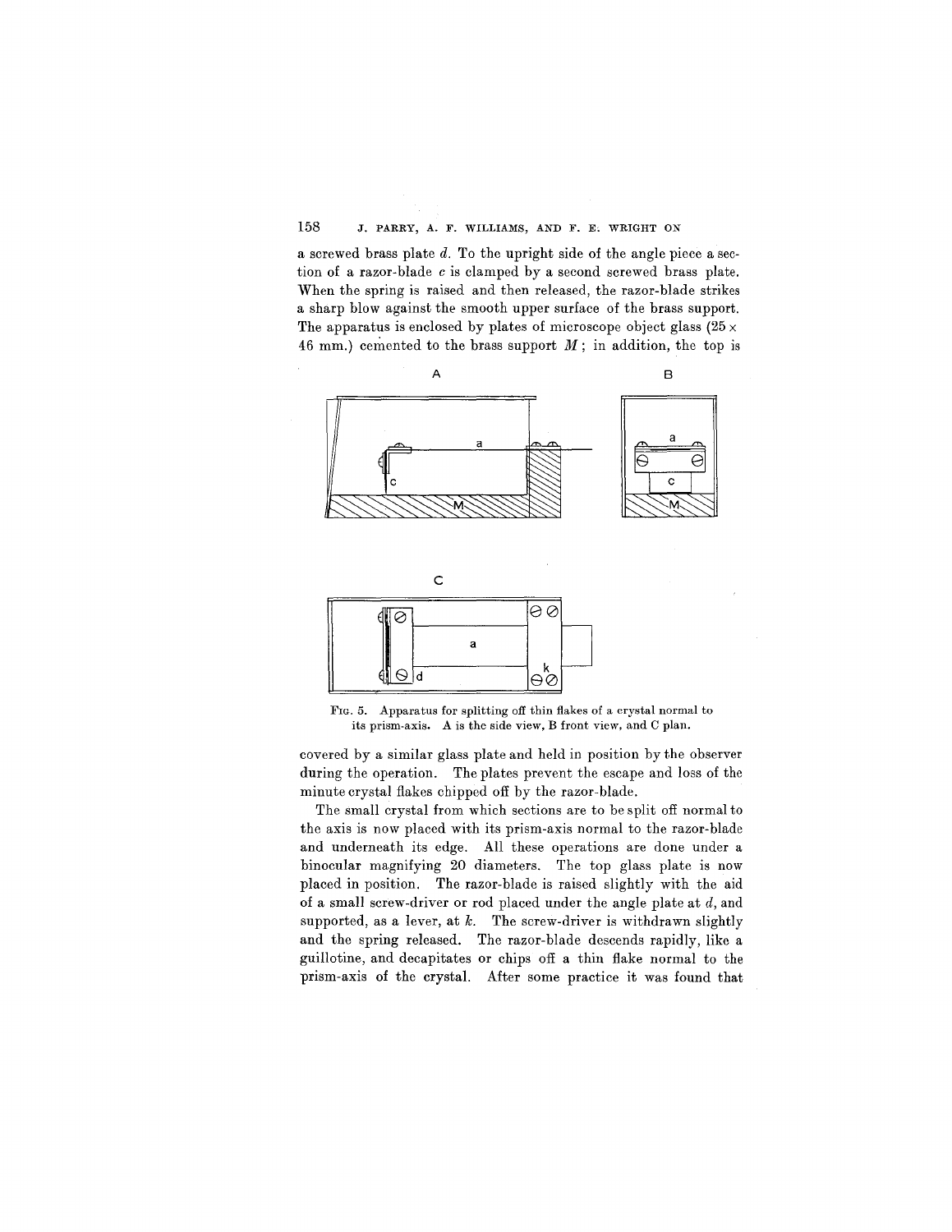a screwed brass plate *d*. To the upright side of the angle piece a section of a razor-blade *c* is clamped by a second screwed brass plate. When the spring is raised and then released, the razor-blade strikes a sharp blow against the smooth upper surface of the brass support. The apparatus is enclosed by plates of microscope object glass (25 × 46 mm.) cemented to the brass support *M*; in addition, the top is covered by a similar glass plate and held in position by the observer during the operation. The plates prevent the escape and loss of the minute crystal flakes chipped off by the razor-blade.

Fig. 5. Apparatus for splitting off thin flakes of a crystal normal to its prism-axis. A is the side view, B front view, and C plan.

The small crystal from which sections are to be split off normal to the axis is now placed with its prism-axis normal to the razor-blade and underneath its edge. All these operations are done under a binocular magnifying 20 diameters. The top glass plate is now placed in position. The razor-blade is raised slightly with the aid of a small screw-driver or rod placed under the angle plate at *d*, and supported, as a lever, at *k*. The screw-driver is withdrawn slightly and the spring released. The razor-blade descends rapidly, like a guillotine, and decapitates or chips off a thin flake normal to the prism-axis of the crystal. After some practice it was found that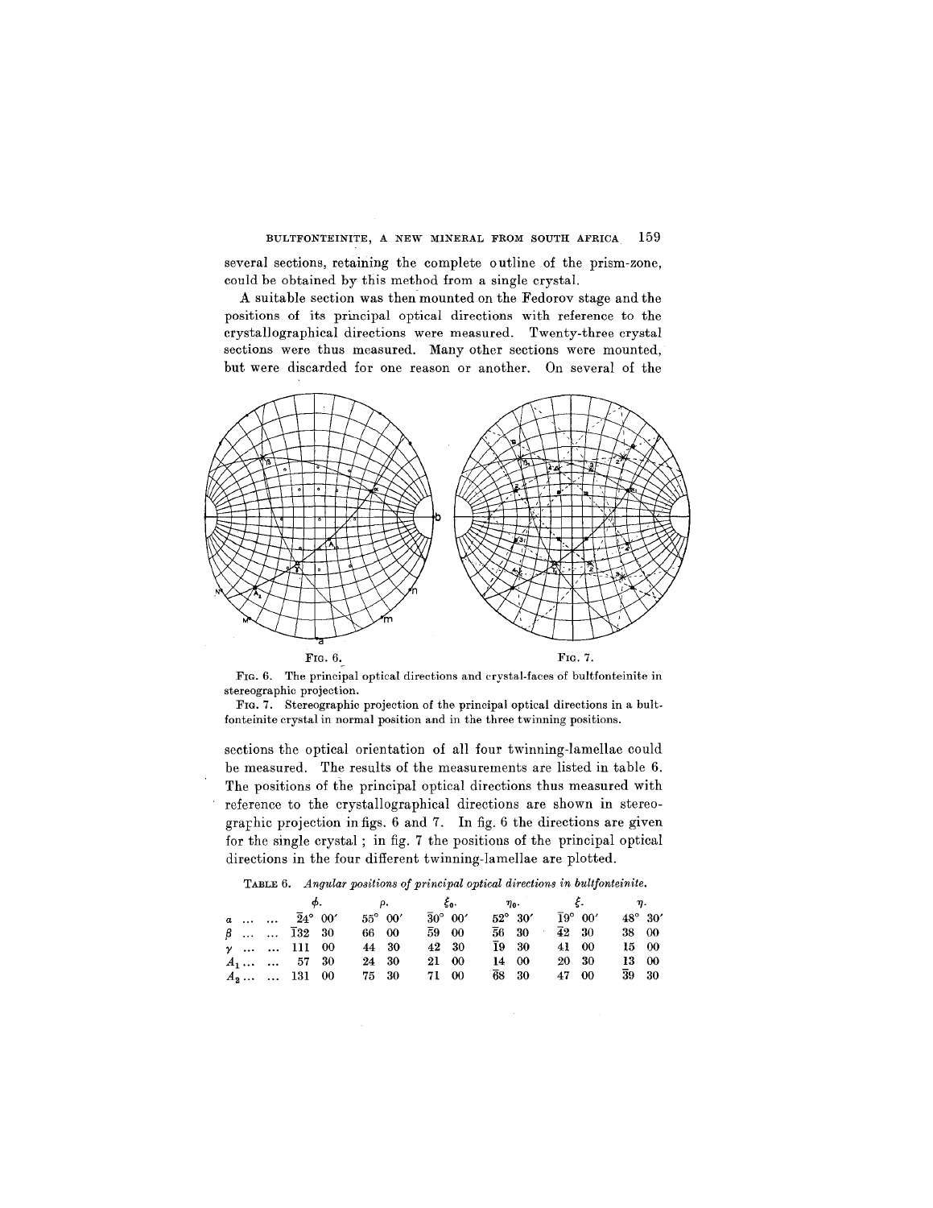several sections, retaining the complete outline of the prism-zone, could be obtained by this method from a single crystal.

A suitable section was then mounted on the Fedorov stage and the positions of its principal optical directions with reference to the crystallographical directions were measured. Twenty-three crystal sections were thus measured. Many other sections were mounted, but were discarded for one reason or another. On several of the

FIG. 6. FIG. 7.

FIG. 6. The principal optical directions and crystal-faces of bultfonteinite in stereographic projection.

FIG. 7. Stereographic projection of the principal optical directions in a bultfonteinite crystal in normal position and in the three twinning positions.

sections the optical orientation of all four twinning-lamellae could be measured. The results of the measurements are listed in table 6. The positions of the principal optical directions thus measured with reference to the crystallographical directions are shown in stereographic projection in figs. 6 and 7. In fig. 6 the directions are given for the single crystal; in fig. 7 the positions of the principal optical directions in the four different twinning-lamellae are plotted.

TABLE 6. *Angular positions of principal optical directions in bultfonteinite.*

| | $\phi$. | $\rho$. | $\xi_0$. | $\eta_0$. | $\xi$. | $\eta$. |
|---|---|---|---|---|---|---|
| $\alpha$ ... ... | $\bar{2}4°$ 00′ | 55° 00′ | $\bar{3}0°$ 00′ | 52° 30′ | $\bar{1}9°$ 00′ | 48° 30′ |
| $\beta$ ... ... | $\bar{1}32$ 30 | 66 00 | $\bar{5}9$ 00 | $\bar{5}6$ 30 | $\bar{4}2$ 30 | 38 00 |
| $\gamma$ ... ... | 111 00 | 44 30 | 42 30 | $\bar{1}9$ 30 | 41 00 | 15 00 |
| $A_1$ ... ... | 57 30 | 24 30 | 21 00 | 14 00 | 20 30 | 13 00 |
| $A_2$ ... ... | 131 00 | 75 30 | 71 00 | $\bar{6}8$ 30 | 47 00 | $\bar{3}9$ 30 |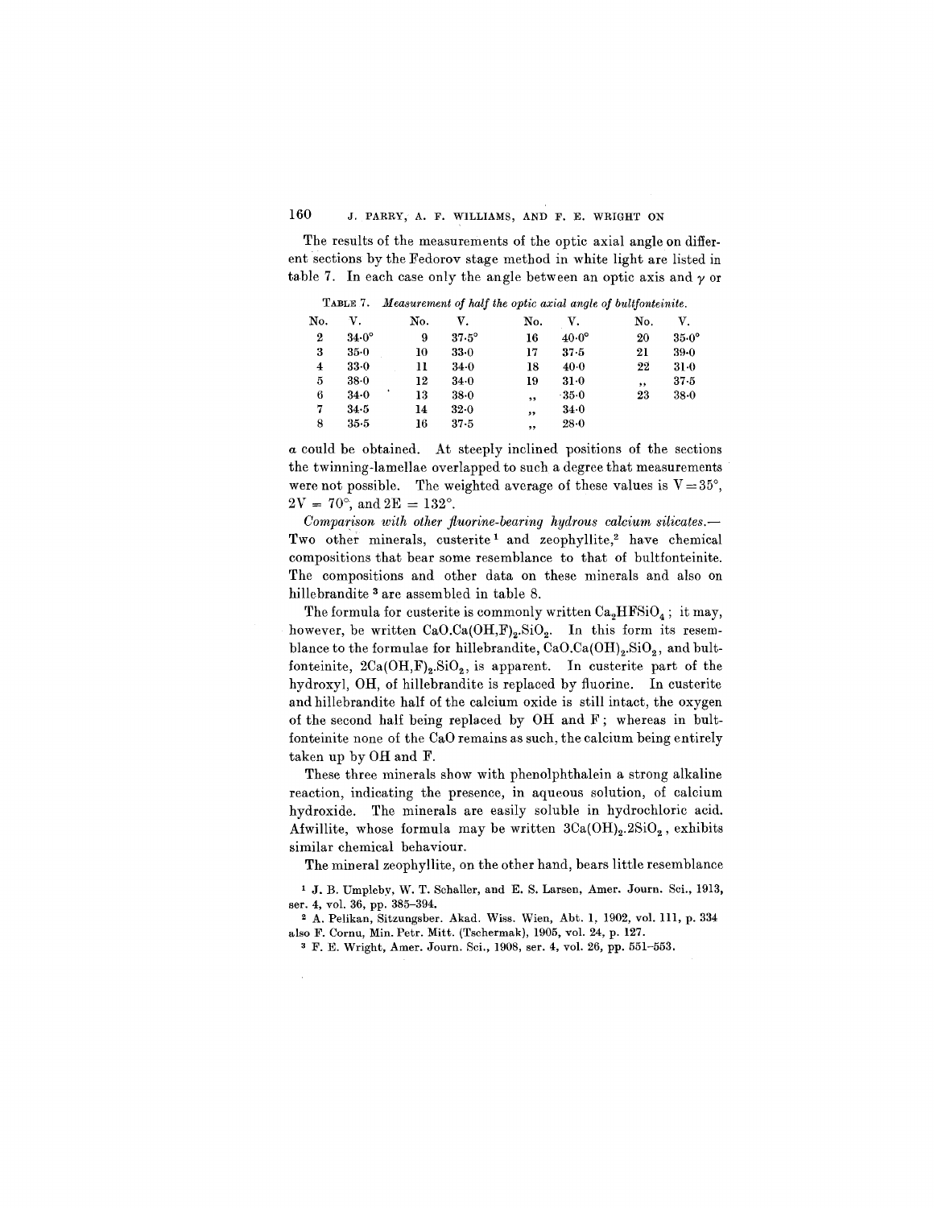The results of the measurements of the optic axial angle on different sections by the Fedorov stage method in white light are listed in table 7. In each case only the angle between an optic axis and $\gamma$ or $\alpha$ could be obtained. At steeply inclined positions of the sections the twinning-lamellae overlapped to such a degree that measurements were not possible. The weighted average of these values is V = 35°, 2V = 70°, and 2E = 132°.

TABLE 7. *Measurement of half the optic axial angle of bultfonteinite.*

| No. | V. | No. | V. | No. | V. | No. | V. |
|---|---|---|---|---|---|---|---|
| 2 | 34·0° | 9 | 37·5° | 16 | 40·0° | 20 | 35·0° |
| 3 | 35·0 | 10 | 33·0 | 17 | 37·5 | 21 | 39·0 |
| 4 | 33·0 | 11 | 34·0 | 18 | 40·0 | 22 | 31·0 |
| 5 | 38·0 | 12 | 34·0 | 19 | 31·0 | ,, | 37·5 |
| 6 | 34·0 | 13 | 38·0 | ,, | 35·0 | 23 | 38·0 |
| 7 | 34·5 | 14 | 32·0 | ,, | 34·0 | | |
| 8 | 35·5 | 16 | 37·5 | ,, | 28·0 | | |

*Comparison with other fluorine-bearing hydrous calcium silicates.*— Two other minerals, custerite[1] and zeophyllite,[2] have chemical compositions that bear some resemblance to that of bultfonteinite. The compositions and other data on these minerals and also on hillebrandite[3] are assembled in table 8.

The formula for custerite is commonly written $Ca_2HFSiO_4$; it may, however, be written $CaO.Ca(OH,F)_2.SiO_2$. In this form its resemblance to the formulae for hillebrandite, $CaO.Ca(OH)_2.SiO_2$, and bultfonteinite, $2Ca(OH,F)_2.SiO_2$, is apparent. In custerite part of the hydroxyl, OH, of hillebrandite is replaced by fluorine. In custerite and hillebrandite half of the calcium oxide is still intact, the oxygen of the second half being replaced by OH and F; whereas in bultfonteinite none of the CaO remains as such, the calcium being entirely taken up by OH and F.

These three minerals show with phenolphthalein a strong alkaline reaction, indicating the presence, in aqueous solution, of calcium hydroxide. The minerals are easily soluble in hydrochloric acid. Afwillite, whose formula may be written $3Ca(OH)_2.2SiO_2$, exhibits similar chemical behaviour.

The mineral zeophyllite, on the other hand, bears little resemblance

[1] J. B. Umpleby, W. T. Schaller, and E. S. Larsen, Amer. Journ. Sci., 1913, ser. 4, vol. 36, pp. 385–394.

[2] A. Pelikan, Sitzungsber. Akad. Wiss. Wien, Abt. 1, 1902, vol. 111, p. 334 also F. Cornu, Min. Petr. Mitt. (Tschermak), 1905, vol. 24, p. 127.

[3] F. E. Wright, Amer. Journ. Sci., 1908, ser. 4, vol. 26, pp. 551–553.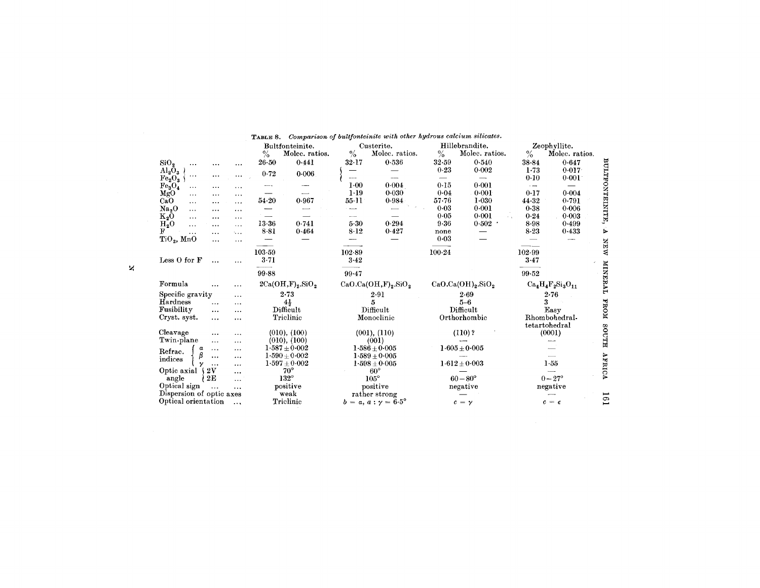**Table 8.** *Comparison of bultfonteinite with other hydrous calcium silicates.*

| | Bultfonteinite. % | Bultfonteinite. Molec. ratios. | Custerite. % | Custerite. Molec. ratios. | Hillebrandite. % | Hillebrandite. Molec. ratios. | Zeophyllite. % | Zeophyllite. Molec. ratios. |
|---|---|---|---|---|---|---|---|---|
| $SiO_2$ | 26·50 | 0·441 | 32·17 | 0·536 | 32·59 | 0·540 | 38·84 | 0·647 |
| $Al_2O_3$ | 0·72 | 0·006 | — | — | 0·23 | 0·002 | 1·73 | 0·017 |
| $Fe_2O_3$ | | | — | — | — | — | 0·10 | 0·001 |
| $Fe_3O_4$ | — | — | 1·00 | 0·004 | 0·15 | 0·001 | — | — |
| MgO | — | — | 1·19 | 0·030 | 0·04 | 0·001 | 0·17 | 0·004 |
| CaO | 54·20 | 0·967 | 55·11 | 0·984 | 57·76 | 1·030 | 44·32 | 0·791 |
| $Na_2O$ | — | — | — | — | 0·03 | 0·001 | 0·38 | 0·006 |
| $K_2O$ | — | — | — | — | 0·05 | 0·001 | 0·24 | 0·003 |
| $H_2O$ | 13·36 | 0·741 | 5·30 | 0·294 | 9·36 | 0·502 | 8·98 | 0·499 |
| F | 8·81 | 0·464 | 8·12 | 0·427 | none | — | 8·23 | 0·433 |
| $TiO_2$, MnO | — | — | — | — | 0·03 | — | — | — |
| | 103·59 | | 102·89 | | 100·24 | | 102·99 | |
| Less O for F | 3·71 | | 3·42 | | | | 3·47 | |
| | 99·88 | | 99·47 | | | | 99·52 | |
| Formula | $2Ca(OH,F)_2.SiO_2$ | | $CaO.Ca(OH,F)_2.SiO_2$ | | $CaO.Ca(OH)_2.SiO_2$ | | $Ca_4H_4F_2Si_3O_{11}$ | |
| Specific gravity | 2·73 | | 2·91 | | 2·69 | | 2·76 | |
| Hardness | 4½ | | 5 | | 5–6 | | 3 | |
| Fusibility | Difficult | | Difficult | | Difficult | | Easy | |
| Cryst. syst. | Triclinic | | Monoclinic | | Orthorhombic | | Rhombohedral-tetartohedral | |
| Cleavage | (010), (100) | | (001), (110) | | (110)? | | (0001) | |
| Twin-plane | (010), (100) | | (001) | | — | | — | |
| Refrac. indices $\alpha$ | 1·587 ± 0·002 | | 1·586 ± 0·005 | | 1·605 ± 0·005 | | — | |
| Refrac. indices $\beta$ | 1·590 ± 0·002 | | 1·589 ± 0·005 | | — | | — | |
| Refrac. indices $\gamma$ | 1·597 ± 0·002 | | 1·598 ± 0·005 | | 1·612 ± 0·003 | | 1·55 | |
| Optic axial angle 2V | 70° | | 60° | | — | | — | |
| Optic axial angle 2E | 132° | | 105° | | 60–80° | | 0–27° | |
| Optical sign | positive | | positive | | negative | | negative | |
| Dispersion of optic axes | weak | | rather strong | | — | | — | |
| Optical orientation | Triclinic | | $b = \alpha$, $a : \gamma = 6{\cdot}5°$ | | $c = \gamma$ | | $c = \epsilon$ | |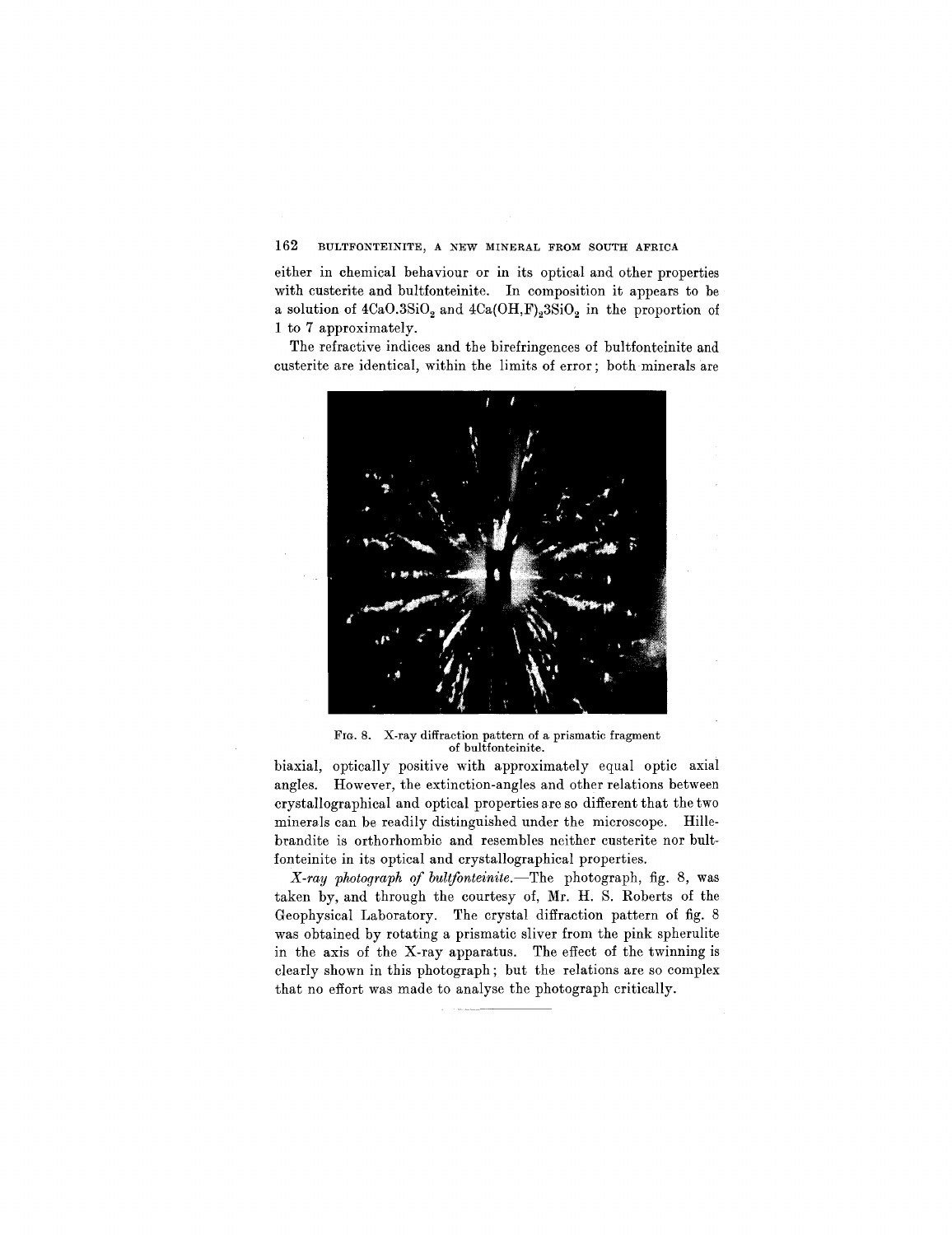either in chemical behaviour or in its optical and other properties with custerite and bultfonteinite. In composition it appears to be a solution of $4CaO.3SiO_2$ and $4Ca(OH,F)_2 3SiO_2$ in the proportion of 1 to 7 approximately.

The refractive indices and the birefringences of bultfonteinite and custerite are identical, within the limits of error; both minerals are biaxial, optically positive with approximately equal optic axial angles. However, the extinction-angles and other relations between crystallographical and optical properties are so different that the two minerals can be readily distinguished under the microscope. Hillebrandite is orthorhombic and resembles neither custerite nor bultfonteinite in its optical and crystallographical properties.

Fig. 8. X-ray diffraction pattern of a prismatic fragment of bultfonteinite.

*X-ray photograph of bultfonteinite.*—The photograph, fig. 8, was taken by, and through the courtesy of, Mr. H. S. Roberts of the Geophysical Laboratory. The crystal diffraction pattern of fig. 8 was obtained by rotating a prismatic sliver from the pink spherulite in the axis of the X-ray apparatus. The effect of the twinning is clearly shown in this photograph; but the relations are so complex that no effort was made to analyse the photograph critically.